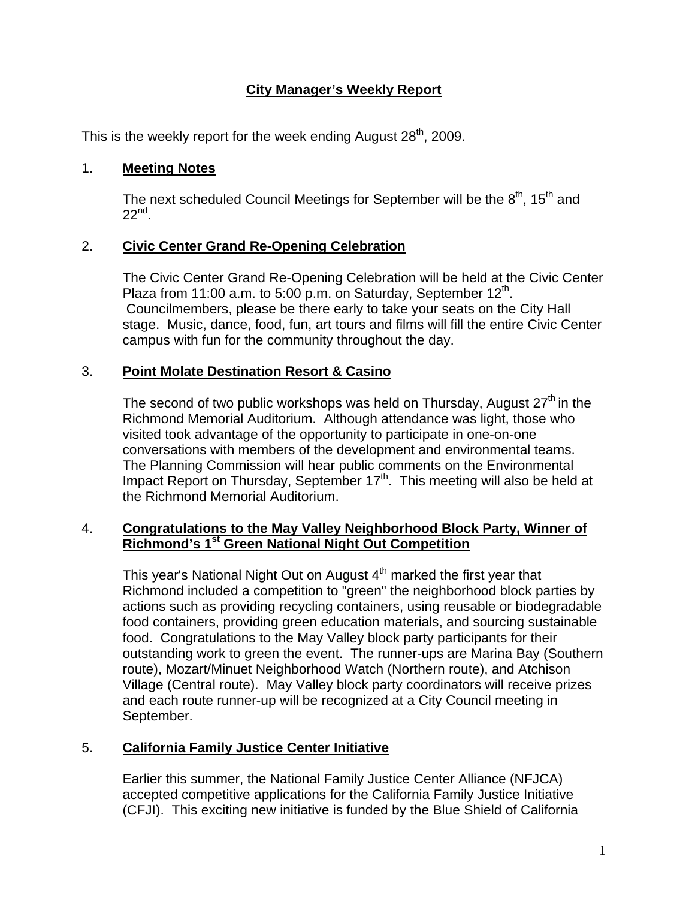# City Manager's Weekly Report

This is the weekly report for the week ending August 28th, 2009.

## 1. Meeting Notes

The next scheduled Council Meetings for September will be the 8th, 15th and 22nd.

## 2. Civic Center Grand Re-Opening Celebration

The Civic Center Grand Re-Opening Celebration will be held at the Civic Center Plaza from 11:00 a.m. to 5:00 p.m. on Saturday, September 12th. Councilmembers, please be there early to take your seats on the City Hall stage. Music, dance, food, fun, art tours and films will fill the entire Civic Center campus with fun for the community throughout the day.

## 3. Point Molate Destination Resort & Casino

The second of two public workshops was held on Thursday, August 27th in the Richmond Memorial Auditorium. Although attendance was light, those who visited took advantage of the opportunity to participate in one-on-one conversations with members of the development and environmental teams. The Planning Commission will hear public comments on the Environmental Impact Report on Thursday, September 17th. This meeting will also be held at the Richmond Memorial Auditorium.

## 4. Congratulations to the May Valley Neighborhood Block Party, Winner of Richmond's 1st Green National Night Out Competition

This year's National Night Out on August 4th marked the first year that Richmond included a competition to "green" the neighborhood block parties by actions such as providing recycling containers, using reusable or biodegradable food containers, providing green education materials, and sourcing sustainable food. Congratulations to the May Valley block party participants for their outstanding work to green the event. The runner-ups are Marina Bay (Southern route), Mozart/Minuet Neighborhood Watch (Northern route), and Atchison Village (Central route). May Valley block party coordinators will receive prizes and each route runner-up will be recognized at a City Council meeting in September.

## 5. California Family Justice Center Initiative

Earlier this summer, the National Family Justice Center Alliance (NFJCA) accepted competitive applications for the California Family Justice Initiative (CFJI). This exciting new initiative is funded by the Blue Shield of California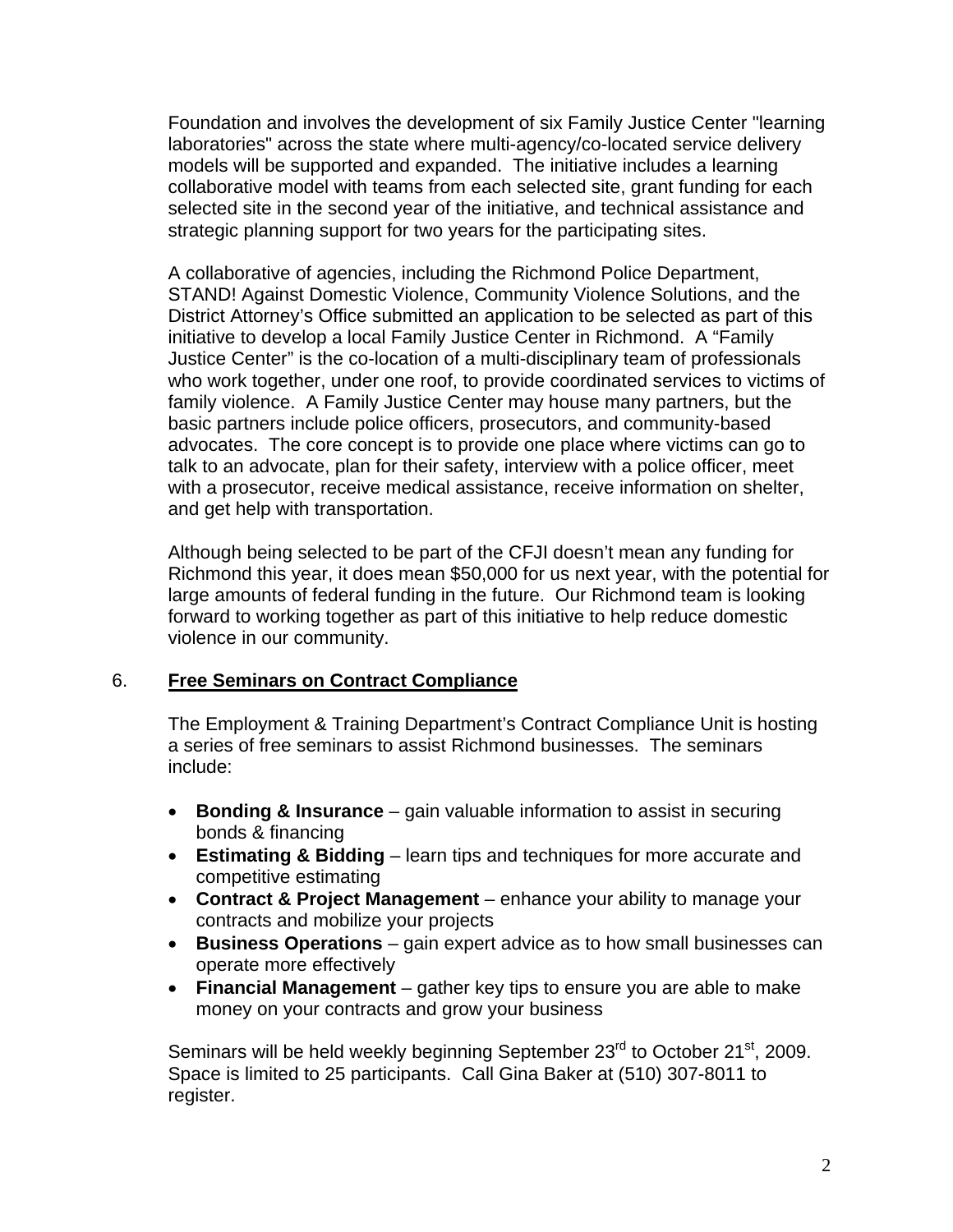Foundation and involves the development of six Family Justice Center "learning laboratories" across the state where multi-agency/co-located service delivery models will be supported and expanded. The initiative includes a learning collaborative model with teams from each selected site, grant funding for each selected site in the second year of the initiative, and technical assistance and strategic planning support for two years for the participating sites.

A collaborative of agencies, including the Richmond Police Department, STAND! Against Domestic Violence, Community Violence Solutions, and the District Attorney's Office submitted an application to be selected as part of this initiative to develop a local Family Justice Center in Richmond. A "Family Justice Center" is the co-location of a multi-disciplinary team of professionals who work together, under one roof, to provide coordinated services to victims of family violence. A Family Justice Center may house many partners, but the basic partners include police officers, prosecutors, and community-based advocates. The core concept is to provide one place where victims can go to talk to an advocate, plan for their safety, interview with a police officer, meet with a prosecutor, receive medical assistance, receive information on shelter, and get help with transportation.

Although being selected to be part of the CFJI doesn't mean any funding for Richmond this year, it does mean $50,000 for us next year, with the potential for large amounts of federal funding in the future. Our Richmond team is looking forward to working together as part of this initiative to help reduce domestic violence in our community.

## 6. **Free Seminars on Contract Compliance**

The Employment & Training Department's Contract Compliance Unit is hosting a series of free seminars to assist Richmond businesses. The seminars include:

- **Bonding & Insurance** – gain valuable information to assist in securing bonds & financing
- **Estimating & Bidding** – learn tips and techniques for more accurate and competitive estimating
- **Contract & Project Management** – enhance your ability to manage your contracts and mobilize your projects
- **Business Operations** – gain expert advice as to how small businesses can operate more effectively
- **Financial Management** – gather key tips to ensure you are able to make money on your contracts and grow your business

Seminars will be held weekly beginning September 23rd to October 21st, 2009. Space is limited to 25 participants. Call Gina Baker at (510) 307-8011 to register.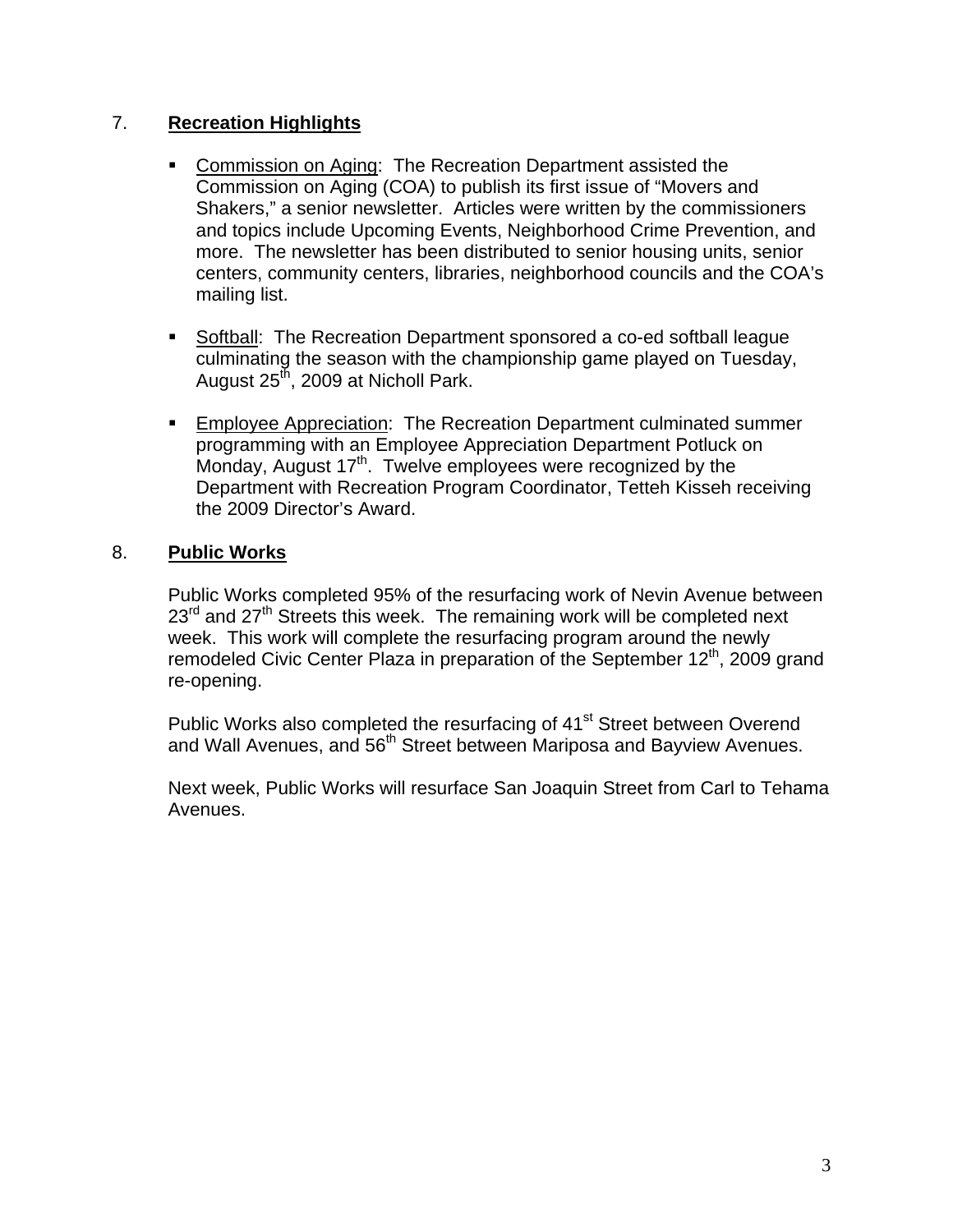7. **Recreation Highlights**

- Commission on Aging: The Recreation Department assisted the Commission on Aging (COA) to publish its first issue of "Movers and Shakers," a senior newsletter. Articles were written by the commissioners and topics include Upcoming Events, Neighborhood Crime Prevention, and more. The newsletter has been distributed to senior housing units, senior centers, community centers, libraries, neighborhood councils and the COA's mailing list.

- Softball: The Recreation Department sponsored a co-ed softball league culminating the season with the championship game played on Tuesday, August 25th, 2009 at Nicholl Park.

- Employee Appreciation: The Recreation Department culminated summer programming with an Employee Appreciation Department Potluck on Monday, August 17th. Twelve employees were recognized by the Department with Recreation Program Coordinator, Tetteh Kisseh receiving the 2009 Director's Award.

8. **Public Works**

Public Works completed 95% of the resurfacing work of Nevin Avenue between 23rd and 27th Streets this week. The remaining work will be completed next week. This work will complete the resurfacing program around the newly remodeled Civic Center Plaza in preparation of the September 12th, 2009 grand re-opening.

Public Works also completed the resurfacing of 41st Street between Overend and Wall Avenues, and 56th Street between Mariposa and Bayview Avenues.

Next week, Public Works will resurface San Joaquin Street from Carl to Tehama Avenues.